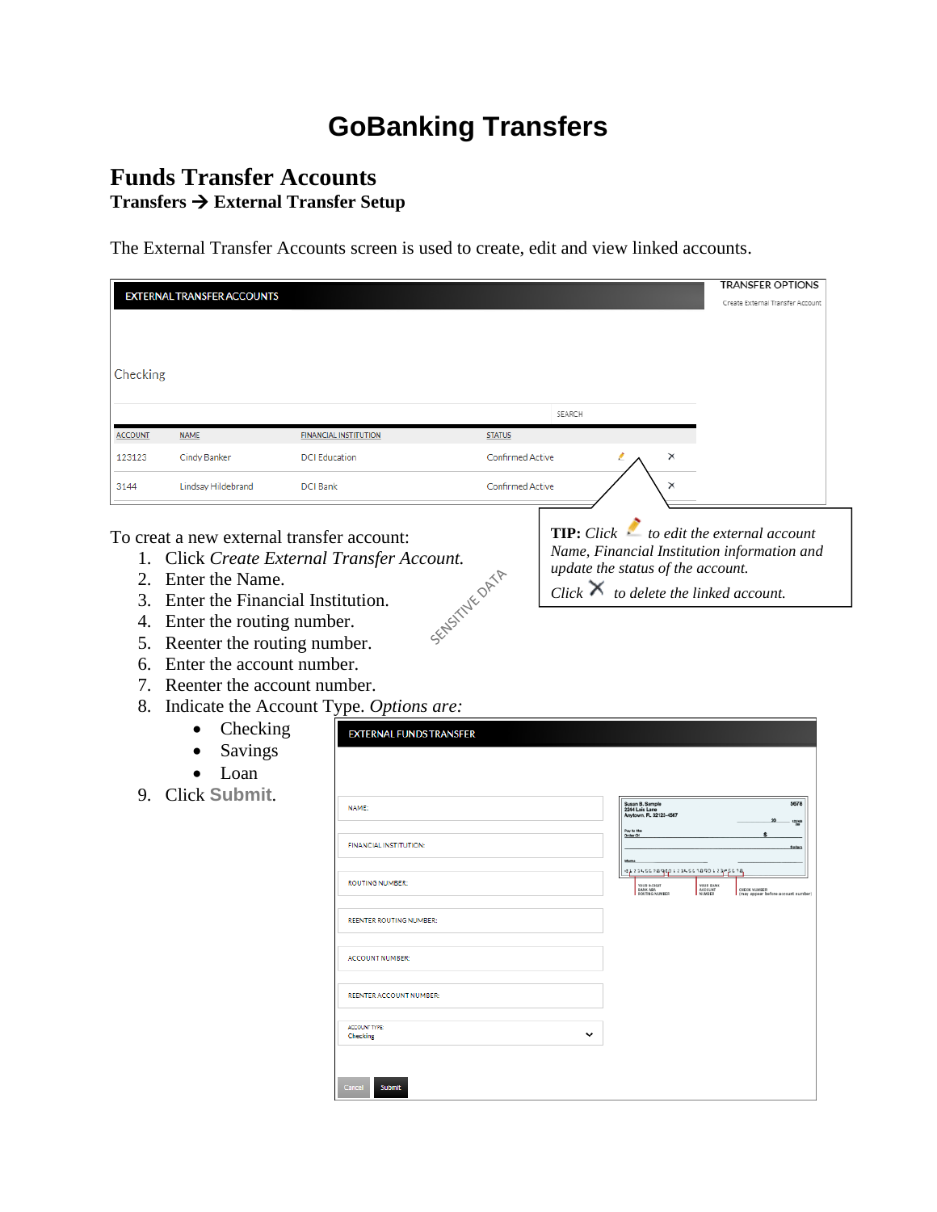# GoBanking Transfers

## Funds Transfer Accounts

### Transfers → External Transfer Setup

The External Transfer Accounts screen is used to create, edit and view linked accounts.

EXTERNAL TRANSFER ACCOUNTS

TRANSFER OPTIONS
Create External Transfer Account

Checking

SEARCH

| ACCOUNT | NAME | FINANCIAL INSTITUTION | STATUS | | |
|---|---|---|---|---|---|
| 123123 | Cindy Banker | DCI Education | Confirmed Active | | × |
| 3144 | Lindsay Hildebrand | DCI Bank | Confirmed Active | | × |

**TIP:** *Click to edit the external account Name, Financial Institution information and update the status of the account.*

*Click to delete the linked account.*

To creat a new external transfer account:

1. Click *Create External Transfer Account.*
2. Enter the Name.
3. Enter the Financial Institution.
4. Enter the routing number.
5. Reenter the routing number.
6. Enter the account number.
7. Reenter the account number.
8. Indicate the Account Type. *Options are:*
   - Checking
   - Savings
   - Loan
9. Click **Submit**.

SENSITIVE DATA

EXTERNAL FUNDS TRANSFER

NAME:

FINANCIAL INSTITUTION:

ROUTING NUMBER:

REENTER ROUTING NUMBER:

ACCOUNT NUMBER:

REENTER ACCOUNT NUMBER:

ACCOUNT TYPE
Checking

Cancel Submit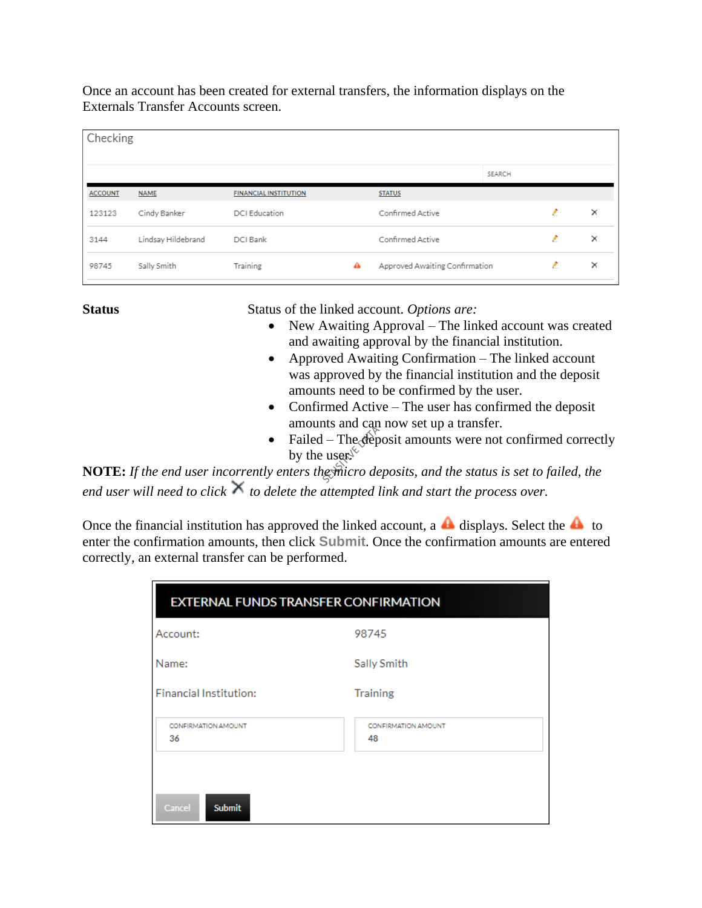Once an account has been created for external transfers, the information displays on the Externals Transfer Accounts screen.

Checking

SEARCH

| ACCOUNT | NAME | FINANCIAL INSTITUTION | | STATUS | | |
|---|---|---|---|---|---|---|
| 123123 | Cindy Banker | DCI Education | | Confirmed Active | ✎ | × |
| 3144 | Lindsay Hildebrand | DCI Bank | | Confirmed Active | ✎ | × |
| 98745 | Sally Smith | Training | ⚠ | Approved Awaiting Confirmation | ✎ | × |

**Status**

Status of the linked account. *Options are:*

- New Awaiting Approval – The linked account was created and awaiting approval by the financial institution.
- Approved Awaiting Confirmation – The linked account was approved by the financial institution and the deposit amounts need to be confirmed by the user.
- Confirmed Active – The user has confirmed the deposit amounts and can now set up a transfer.
- Failed – The deposit amounts were not confirmed correctly by the user.

**NOTE:** *If the end user incorrently enters the micro deposits, and the status is set to failed, the end user will need to click* ✕ *to delete the attempted link and start the process over.*

Once the financial institution has approved the linked account, a ⚠ displays. Select the ⚠ to enter the confirmation amounts, then click **Submit**. Once the confirmation amounts are entered correctly, an external transfer can be performed.

**EXTERNAL FUNDS TRANSFER CONFIRMATION**

| | |
|---|---|
| Account: | 98745 |
| Name: | Sally Smith |
| Financial Institution: | Training |
| CONFIRMATION AMOUNT 36 | CONFIRMATION AMOUNT 48 |

Cancel Submit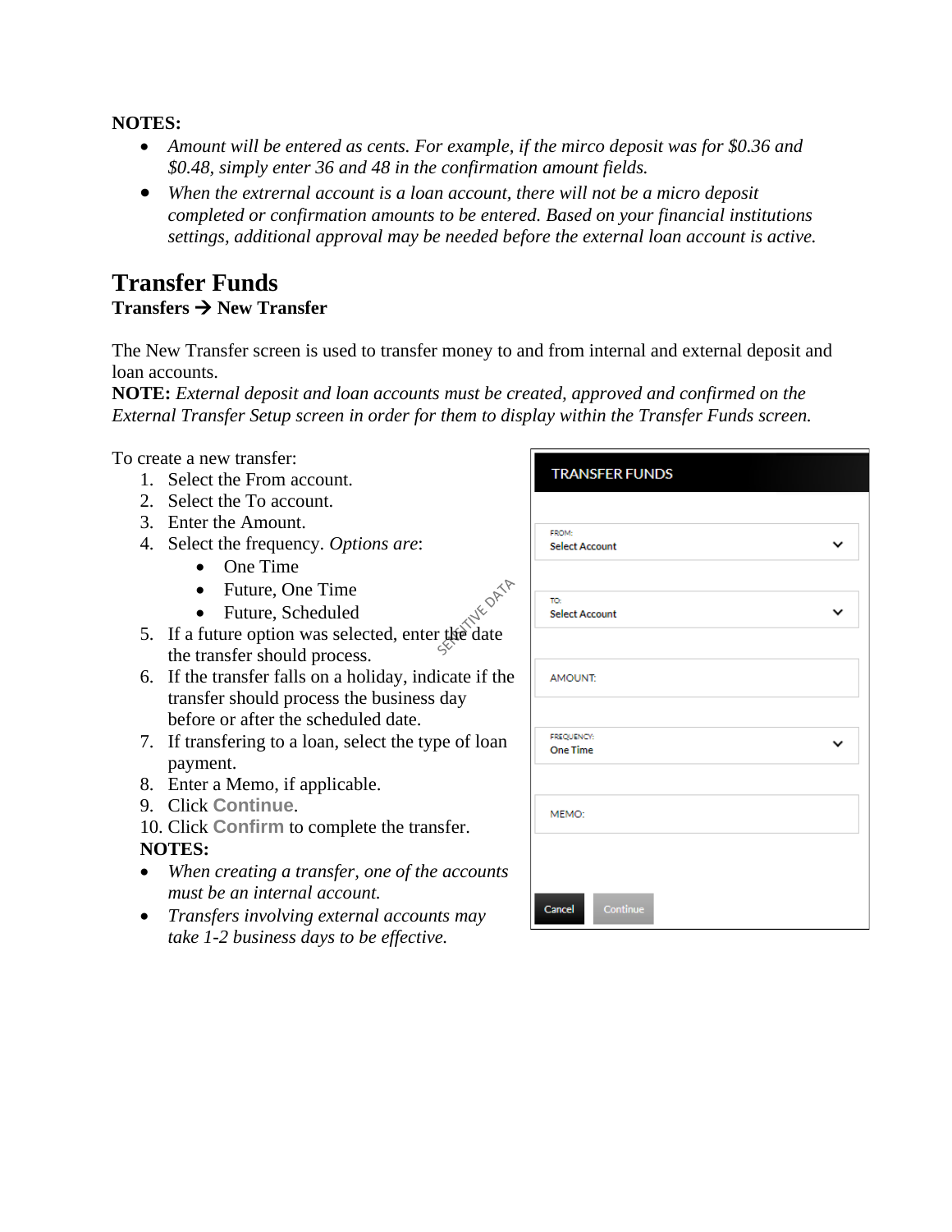**NOTES:**

- *Amount will be entered as cents. For example, if the mirco deposit was for $0.36 and $0.48, simply enter 36 and 48 in the confirmation amount fields.*
- *When the extrernal account is a loan account, there will not be a micro deposit completed or confirmation amounts to be entered. Based on your financial institutions settings, additional approval may be needed before the external loan account is active.*

## Transfer Funds

**Transfers → New Transfer**

The New Transfer screen is used to transfer money to and from internal and external deposit and loan accounts.

**NOTE:** *External deposit and loan accounts must be created, approved and confirmed on the External Transfer Setup screen in order for them to display within the Transfer Funds screen.*

To create a new transfer:

1. Select the From account.
2. Select the To account.
3. Enter the Amount.
4. Select the frequency. *Options are*:
   - One Time
   - Future, One Time
   - Future, Scheduled
5. If a future option was selected, enter the date the transfer should process.
6. If the transfer falls on a holiday, indicate if the transfer should process the business day before or after the scheduled date.
7. If transfering to a loan, select the type of loan payment.
8. Enter a Memo, if applicable.
9. Click **Continue**.
10. Click **Confirm** to complete the transfer.

**NOTES:**

- *When creating a transfer, one of the accounts must be an internal account.*
- *Transfers involving external accounts may take 1-2 business days to be effective.*

TRANSFER FUNDS

FROM:
Select Account

TO:
Select Account

AMOUNT:

FREQUENCY:
One Time

MEMO:

Cancel | Continue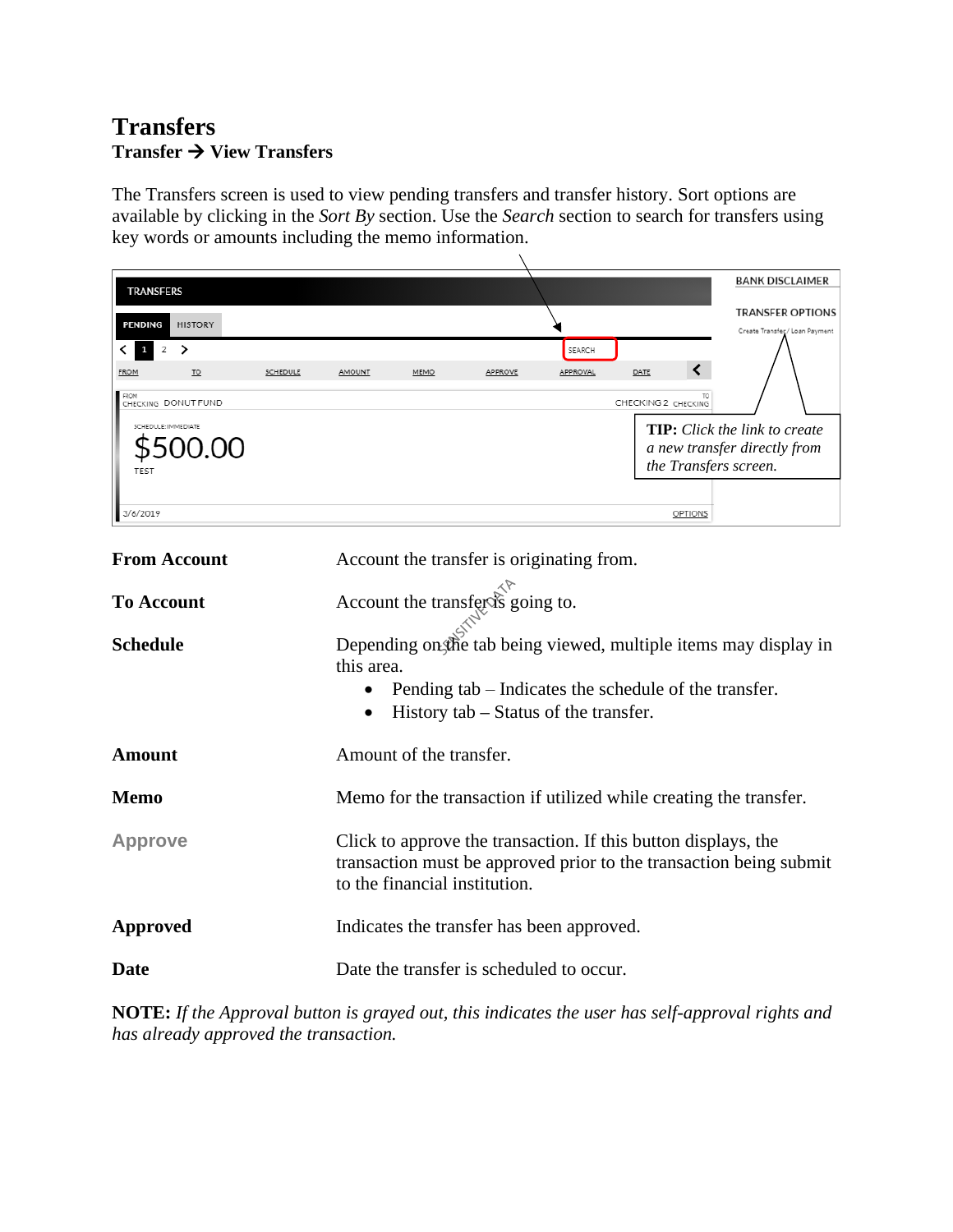# Transfers

**Transfer → View Transfers**

The Transfers screen is used to view pending transfers and transfer history. Sort options are available by clicking in the *Sort By* section. Use the *Search* section to search for transfers using key words or amounts including the memo information.

**TIP:** *Click the link to create a new transfer directly from the Transfers screen.*

| | |
|---|---|
| **From Account** | Account the transfer is originating from. |
| **To Account** | Account the transfer is going to. |
| **Schedule** | Depending on the tab being viewed, multiple items may display in this area.<br>• Pending tab – Indicates the schedule of the transfer.<br>• History tab – Status of the transfer. |
| **Amount** | Amount of the transfer. |
| **Memo** | Memo for the transaction if utilized while creating the transfer. |
| **Approve** | Click to approve the transaction. If this button displays, the transaction must be approved prior to the transaction being submit to the financial institution. |
| **Approved** | Indicates the transfer has been approved. |
| **Date** | Date the transfer is scheduled to occur. |

**NOTE:** *If the Approval button is grayed out, this indicates the user has self-approval rights and has already approved the transaction.*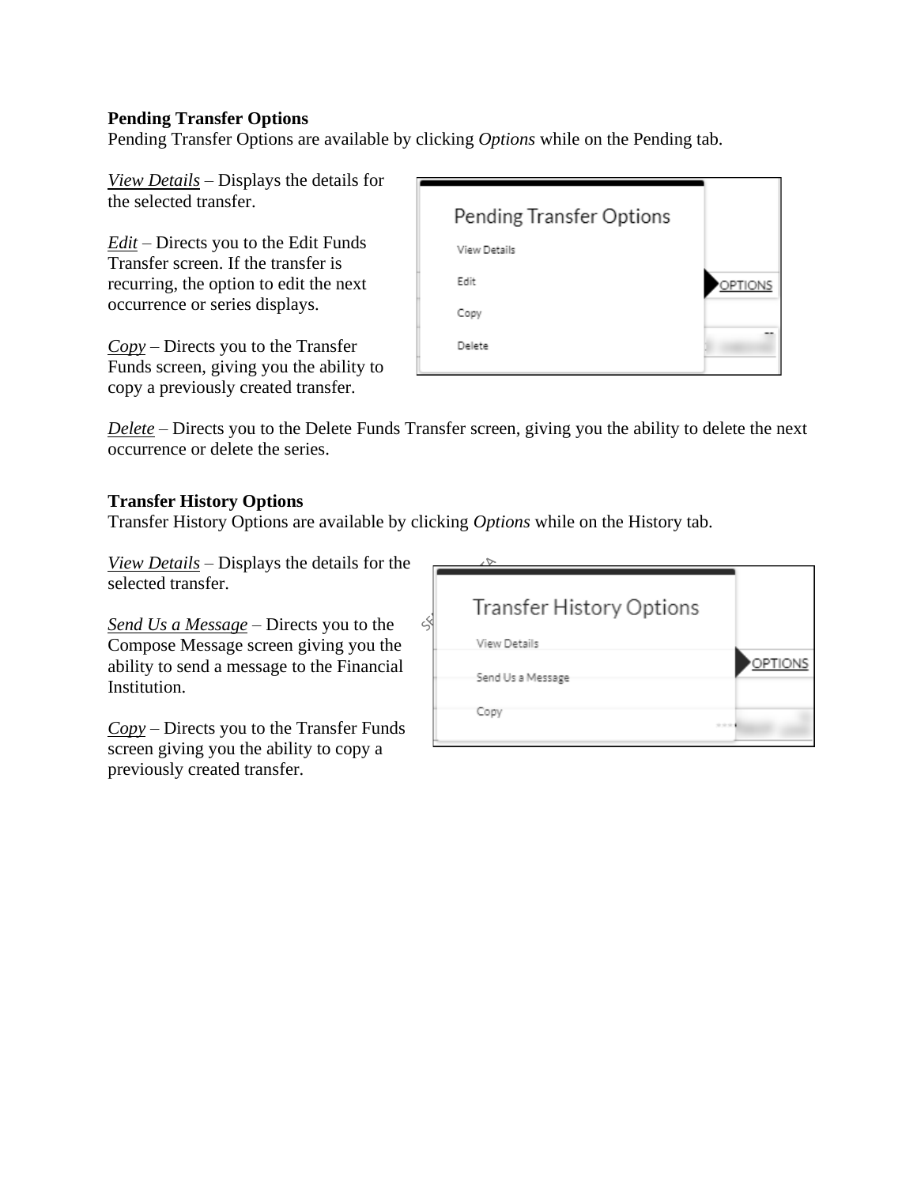**Pending Transfer Options**

Pending Transfer Options are available by clicking *Options* while on the Pending tab.

*View Details* – Displays the details for the selected transfer.

*Edit* – Directs you to the Edit Funds Transfer screen. If the transfer is recurring, the option to edit the next occurrence or series displays.

*Copy* – Directs you to the Transfer Funds screen, giving you the ability to copy a previously created transfer.

*Delete* – Directs you to the Delete Funds Transfer screen, giving you the ability to delete the next occurrence or delete the series.

**Transfer History Options**

Transfer History Options are available by clicking *Options* while on the History tab.

*View Details* – Displays the details for the selected transfer.

*Send Us a Message* – Directs you to the Compose Message screen giving you the ability to send a message to the Financial Institution.

*Copy* – Directs you to the Transfer Funds screen giving you the ability to copy a previously created transfer.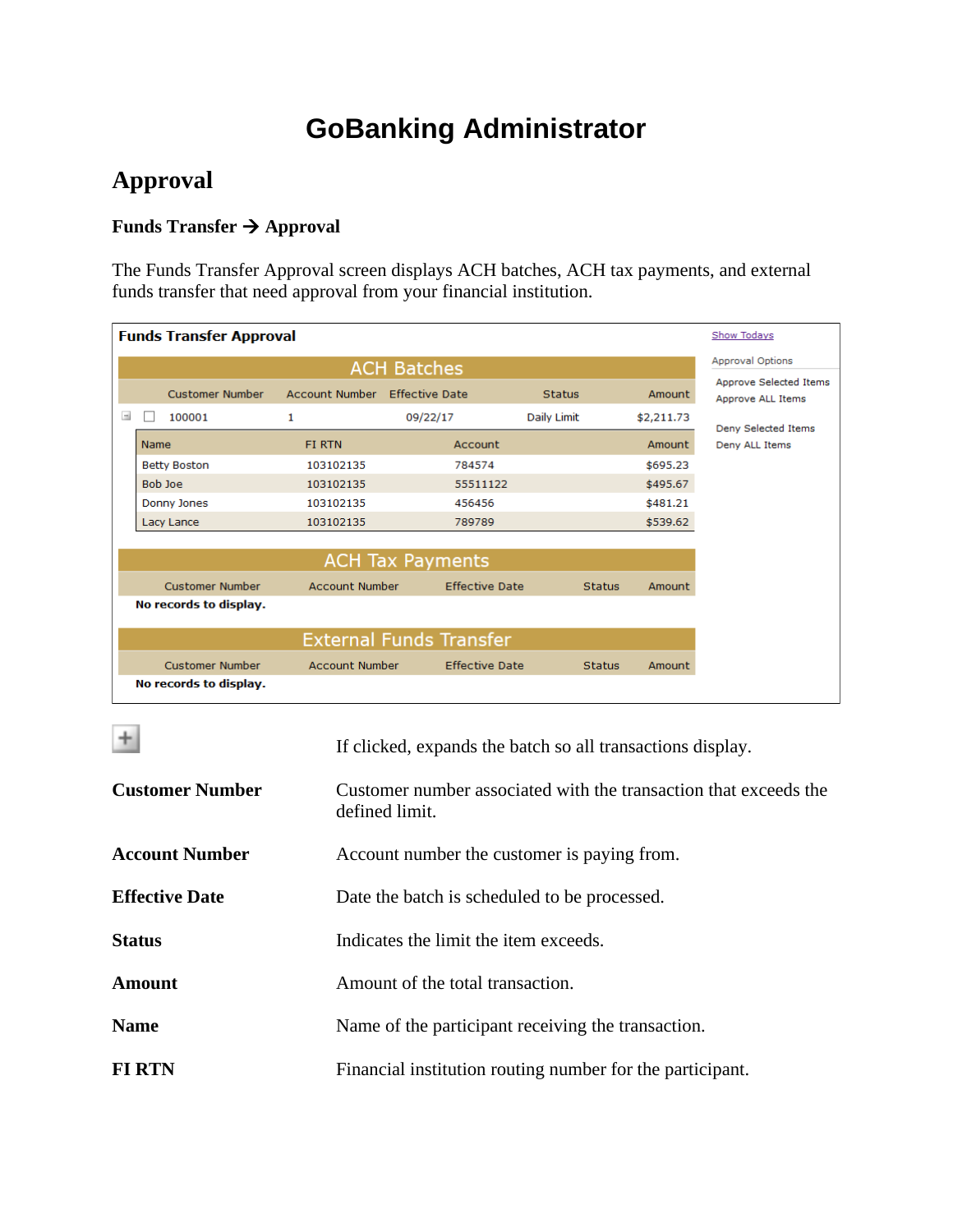# GoBanking Administrator

## Approval

### Funds Transfer → Approval

The Funds Transfer Approval screen displays ACH batches, ACH tax payments, and external funds transfer that need approval from your financial institution.

**Funds Transfer Approval**

Show Todays

Approval Options

- Approve Selected Items
- Approve ALL Items
- Deny Selected Items
- Deny ALL Items

**ACH Batches**

| | Customer Number | Account Number | Effective Date | Status | Amount |
|---|---|---|---|---|---|
| ☐ | 100001 | 1 | 09/22/17 | Daily Limit | $2,211.73 |

| Name | FI RTN | Account | Amount |
|---|---|---|---|
| Betty Boston | 103102135 | 784574 | $695.23 |
| Bob Joe | 103102135 | 55511122 | $495.67 |
| Donny Jones | 103102135 | 456456 | $481.21 |
| Lacy Lance | 103102135 | 789789 | $539.62 |

**ACH Tax Payments**

| Customer Number | Account Number | Effective Date | Status | Amount |
|---|---|---|---|---|

No records to display.

**External Funds Transfer**

| Customer Number | Account Number | Effective Date | Status | Amount |
|---|---|---|---|---|

No records to display.

| | |
|---|---|
| **+** | If clicked, expands the batch so all transactions display. |
| **Customer Number** | Customer number associated with the transaction that exceeds the defined limit. |
| **Account Number** | Account number the customer is paying from. |
| **Effective Date** | Date the batch is scheduled to be processed. |
| **Status** | Indicates the limit the item exceeds. |
| **Amount** | Amount of the total transaction. |
| **Name** | Name of the participant receiving the transaction. |
| **FI RTN** | Financial institution routing number for the participant. |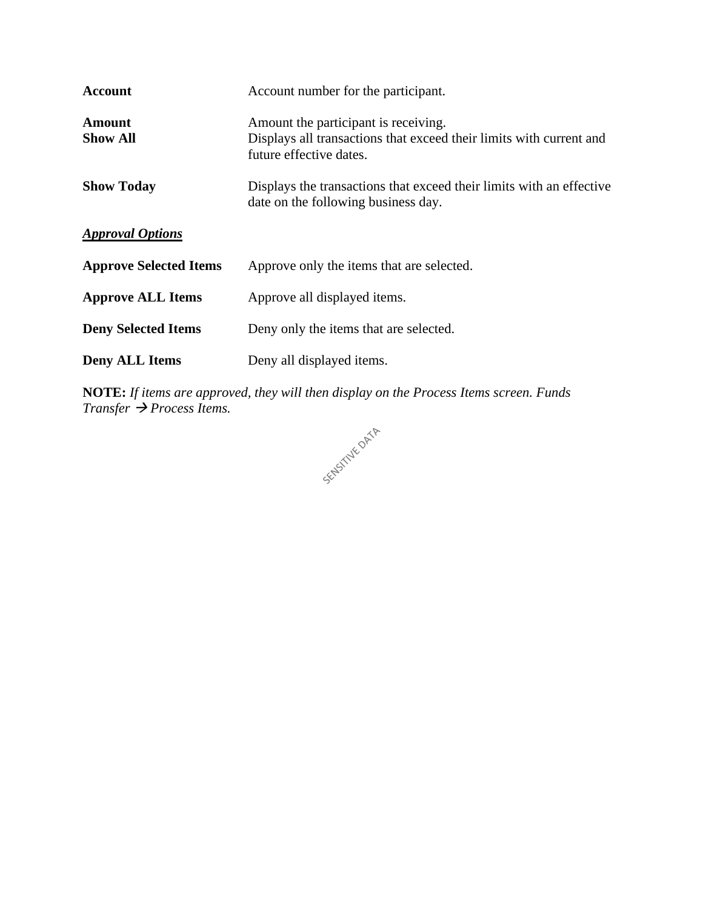**Account** Account number for the participant.

**Amount** Amount the participant is receiving.

**Show All** Displays all transactions that exceed their limits with current and future effective dates.

**Show Today** Displays the transactions that exceed their limits with an effective date on the following business day.

***<u>Approval Options</u>***

**Approve Selected Items** Approve only the items that are selected.

**Approve ALL Items** Approve all displayed items.

**Deny Selected Items** Deny only the items that are selected.

**Deny ALL Items** Deny all displayed items.

**NOTE:** *If items are approved, they will then display on the Process Items screen. Funds Transfer → Process Items.*

SENSITIVE DATA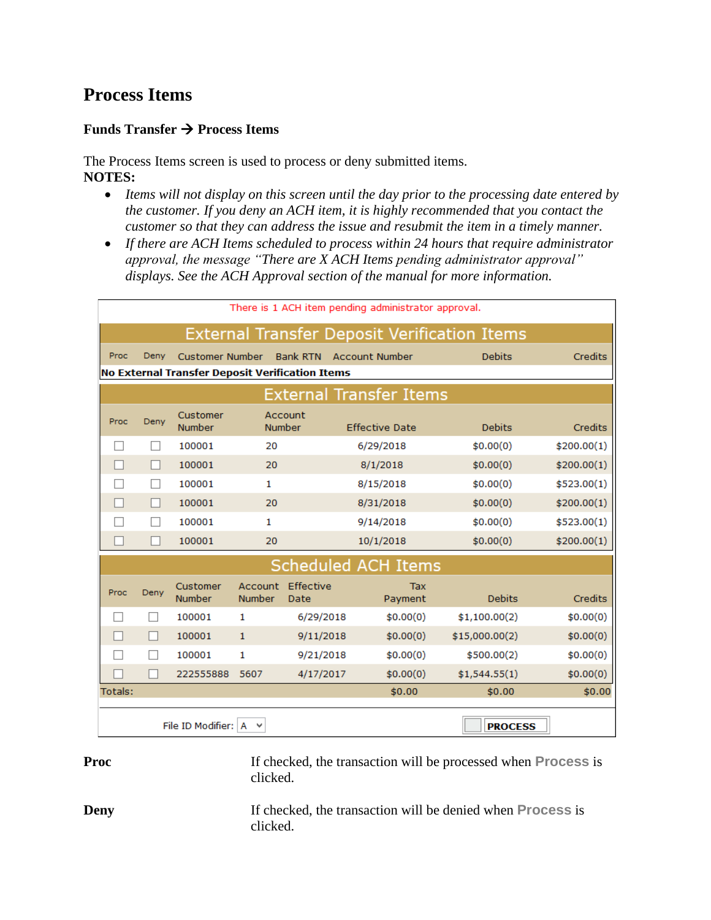# Process Items

**Funds Transfer → Process Items**

The Process Items screen is used to process or deny submitted items.

**NOTES:**

- *Items will not display on this screen until the day prior to the processing date entered by the customer. If you deny an ACH item, it is highly recommended that you contact the customer so that they can address the issue and resubmit the item in a timely manner.*
- *If there are ACH Items scheduled to process within 24 hours that require administrator approval, the message "There are X ACH Items pending administrator approval" displays. See the ACH Approval section of the manual for more information.*

There is 1 ACH item pending administrator approval.

**External Transfer Deposit Verification Items**

| Proc | Deny | Customer Number | Bank RTN | Account Number | Debits | Credits |
|---|---|---|---|---|---|---|
| No External Transfer Deposit Verification Items | | | | | | |

**External Transfer Items**

| Proc | Deny | Customer Number | Account Number | Effective Date | Debits | Credits |
|---|---|---|---|---|---|---|
| ☐ | ☐ | 100001 | 20 | 6/29/2018 | $0.00(0) | $200.00(1) |
| ☐ | ☐ | 100001 | 20 | 8/1/2018 | $0.00(0) | $200.00(1) |
| ☐ | ☐ | 100001 | 1 | 8/15/2018 | $0.00(0) | $523.00(1) |
| ☐ | ☐ | 100001 | 20 | 8/31/2018 | $0.00(0) | $200.00(1) |
| ☐ | ☐ | 100001 | 1 | 9/14/2018 | $0.00(0) | $523.00(1) |
| ☐ | ☐ | 100001 | 20 | 10/1/2018 | $0.00(0) | $200.00(1) |

**Scheduled ACH Items**

| Proc | Deny | Customer Number | Account Number | Effective Date | Tax Payment | Debits | Credits |
|---|---|---|---|---|---|---|---|
| ☐ | ☐ | 100001 | 1 | 6/29/2018 | $0.00(0) | $1,100.00(2) | $0.00(0) |
| ☐ | ☐ | 100001 | 1 | 9/11/2018 | $0.00(0) | $15,000.00(2) | $0.00(0) |
| ☐ | ☐ | 100001 | 1 | 9/21/2018 | $0.00(0) | $500.00(2) | $0.00(0) |
| ☐ | ☐ | 222555888 | 5607 | 4/17/2017 | $0.00(0) | $1,544.55(1) | $0.00(0) |
| Totals: | | | | | $0.00 | $0.00 | $0.00 |

File ID Modifier: A

PROCESS

| | |
|---|---|
| **Proc** | If checked, the transaction will be processed when **Process** is clicked. |
| **Deny** | If checked, the transaction will be denied when **Process** is clicked. |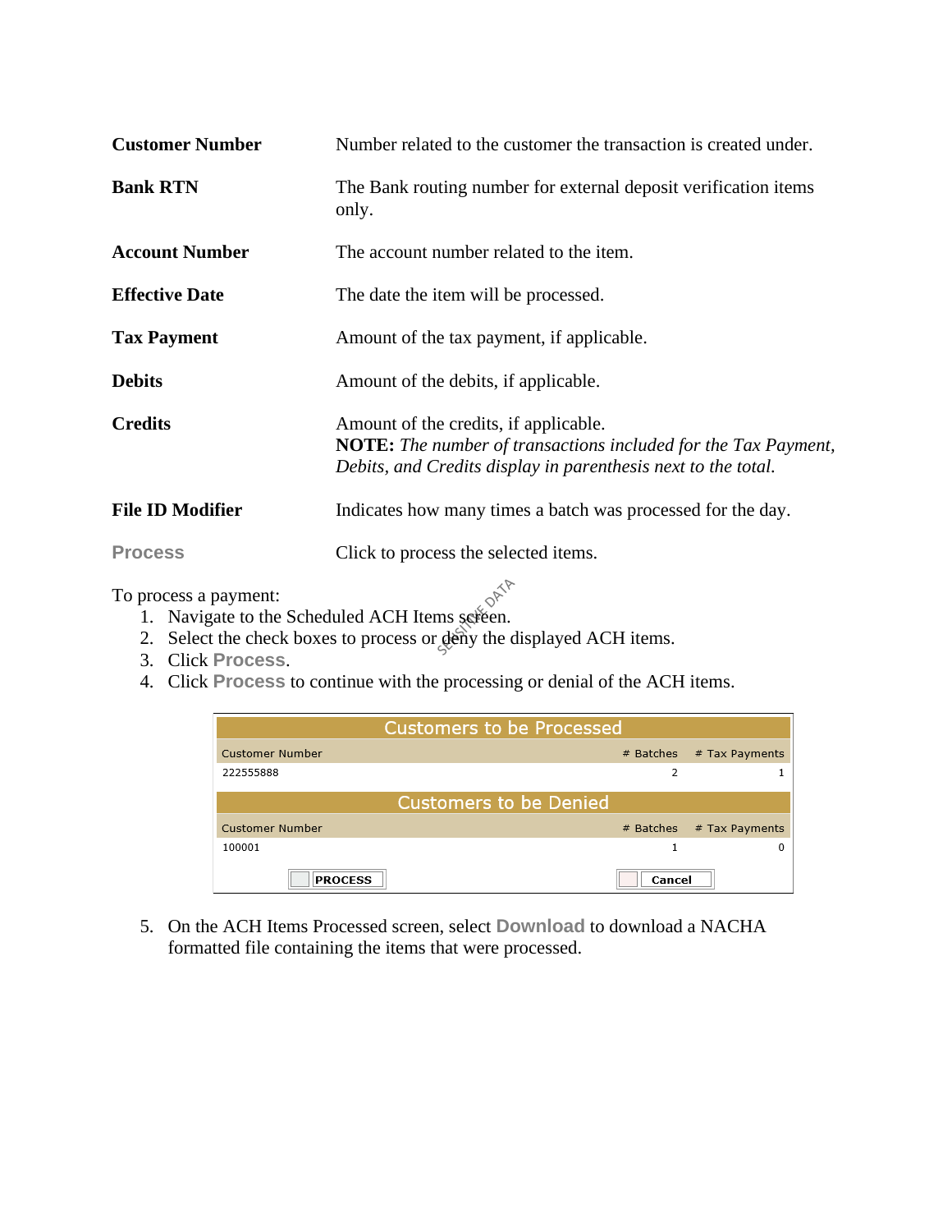| | |
|---|---|
| **Customer Number** | Number related to the customer the transaction is created under. |
| **Bank RTN** | The Bank routing number for external deposit verification items only. |
| **Account Number** | The account number related to the item. |
| **Effective Date** | The date the item will be processed. |
| **Tax Payment** | Amount of the tax payment, if applicable. |
| **Debits** | Amount of the debits, if applicable. |
| **Credits** | Amount of the credits, if applicable. **NOTE:** *The number of transactions included for the Tax Payment, Debits, and Credits display in parenthesis next to the total.* |
| **File ID Modifier** | Indicates how many times a batch was processed for the day. |
| **Process** | Click to process the selected items. |

To process a payment:

1. Navigate to the Scheduled ACH Items screen.
2. Select the check boxes to process or deny the displayed ACH items.
3. Click **Process**.
4. Click **Process** to continue with the processing or denial of the ACH items.

**Customers to be Processed**

| Customer Number | # Batches | # Tax Payments |
|---|---|---|
| 222555888 | 2 | 1 |

**Customers to be Denied**

| Customer Number | # Batches | # Tax Payments |
|---|---|---|
| 100001 | 1 | 0 |

PROCESS | Cancel

5. On the ACH Items Processed screen, select **Download** to download a NACHA formatted file containing the items that were processed.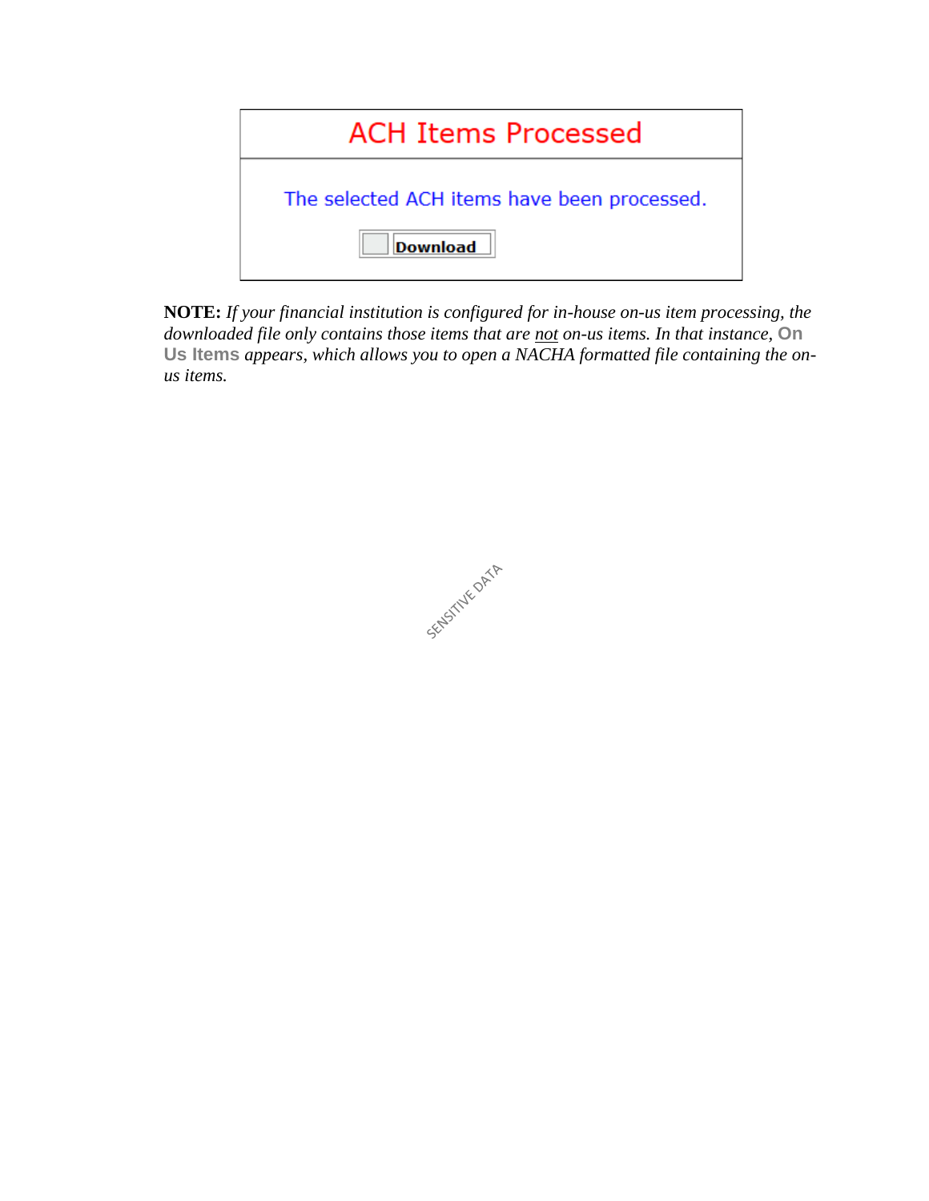ACH Items Processed

The selected ACH items have been processed.

Download

**NOTE:** *If your financial institution is configured for in-house on-us item processing, the downloaded file only contains those items that are* *not* *on-us items. In that instance,* **On Us Items** *appears, which allows you to open a NACHA formatted file containing the on-us items.*

SENSITIVE DATA